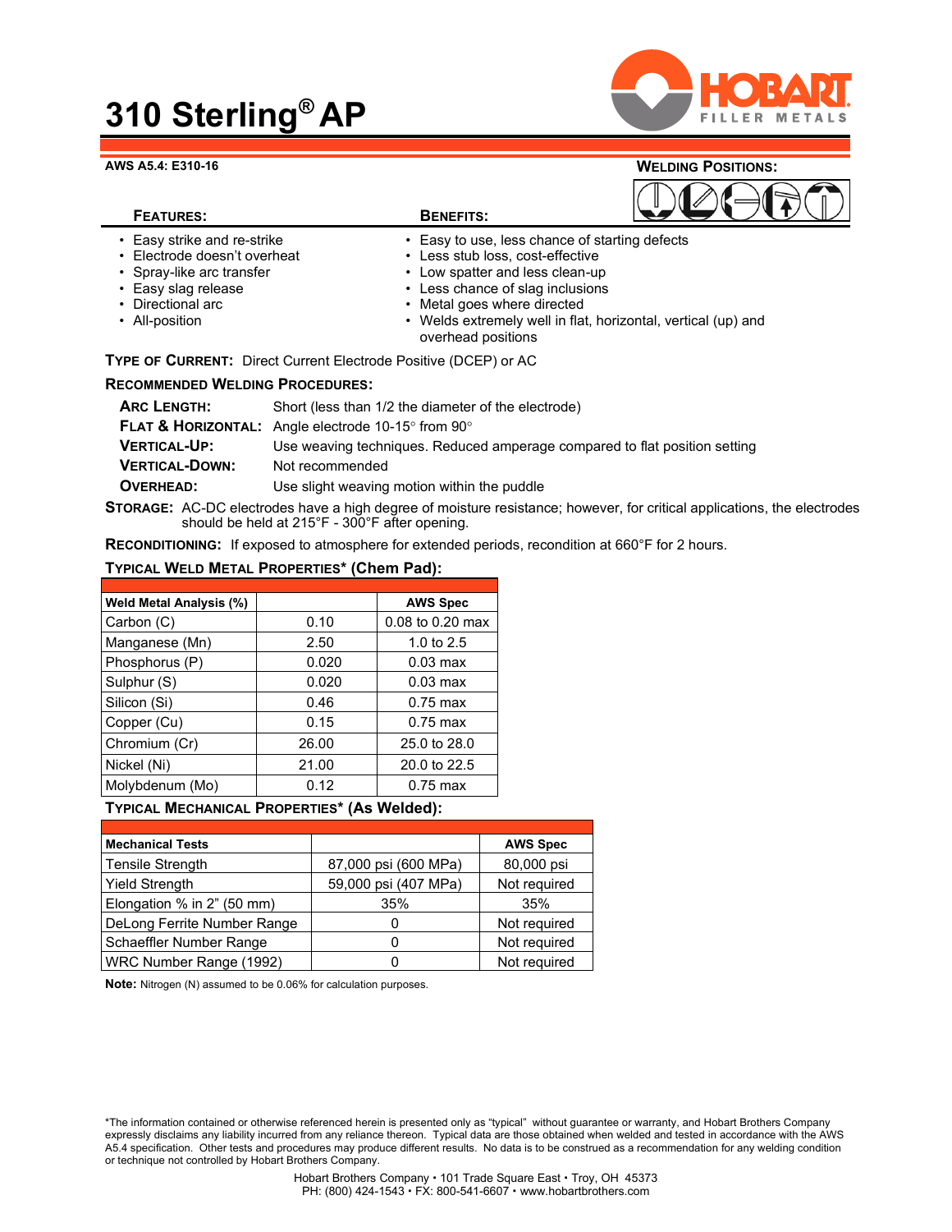# 310 Sterling® AP

**AWS A5.4: E310-16**

**WELDING POSITIONS:**

**FEATURES:**

- Easy strike and re-strike
- Electrode doesn't overheat
- Spray-like arc transfer
- Easy slag release
- Directional arc
- All-position

**BENEFITS:**

- Easy to use, less chance of starting defects
- Less stub loss, cost-effective
- Low spatter and less clean-up
- Less chance of slag inclusions
- Metal goes where directed
- Welds extremely well in flat, horizontal, vertical (up) and overhead positions

**TYPE OF CURRENT:** Direct Current Electrode Positive (DCEP) or AC

**RECOMMENDED WELDING PROCEDURES:**

| | |
|---|---|
| **ARC LENGTH:** | Short (less than 1/2 the diameter of the electrode) |
| **FLAT & HORIZONTAL:** | Angle electrode 10-15° from 90° |
| **VERTICAL-UP:** | Use weaving techniques. Reduced amperage compared to flat position setting |
| **VERTICAL-DOWN:** | Not recommended |
| **OVERHEAD:** | Use slight weaving motion within the puddle |

**STORAGE:** AC-DC electrodes have a high degree of moisture resistance; however, for critical applications, the electrodes should be held at 215°F - 300°F after opening.

**RECONDITIONING:** If exposed to atmosphere for extended periods, recondition at 660°F for 2 hours.

**TYPICAL WELD METAL PROPERTIES\* (Chem Pad):**

| Weld Metal Analysis (%) | | AWS Spec |
|---|---|---|
| Carbon (C) | 0.10 | 0.08 to 0.20 max |
| Manganese (Mn) | 2.50 | 1.0 to 2.5 |
| Phosphorus (P) | 0.020 | 0.03 max |
| Sulphur (S) | 0.020 | 0.03 max |
| Silicon (Si) | 0.46 | 0.75 max |
| Copper (Cu) | 0.15 | 0.75 max |
| Chromium (Cr) | 26.00 | 25.0 to 28.0 |
| Nickel (Ni) | 21.00 | 20.0 to 22.5 |
| Molybdenum (Mo) | 0.12 | 0.75 max |

**TYPICAL MECHANICAL PROPERTIES\* (As Welded):**

| Mechanical Tests | | AWS Spec |
|---|---|---|
| Tensile Strength | 87,000 psi (600 MPa) | 80,000 psi |
| Yield Strength | 59,000 psi (407 MPa) | Not required |
| Elongation % in 2" (50 mm) | 35% | 35% |
| DeLong Ferrite Number Range | 0 | Not required |
| Schaeffler Number Range | 0 | Not required |
| WRC Number Range (1992) | 0 | Not required |

**Note:** Nitrogen (N) assumed to be 0.06% for calculation purposes.

\*The information contained or otherwise referenced herein is presented only as "typical" without guarantee or warranty, and Hobart Brothers Company expressly disclaims any liability incurred from any reliance thereon. Typical data are those obtained when welded and tested in accordance with the AWS A5.4 specification. Other tests and procedures may produce different results. No data is to be construed as a recommendation for any welding condition or technique not controlled by Hobart Brothers Company.

Hobart Brothers Company • 101 Trade Square East • Troy, OH 45373
PH: (800) 424-1543 • FX: 800-541-6607 • www.hobartbrothers.com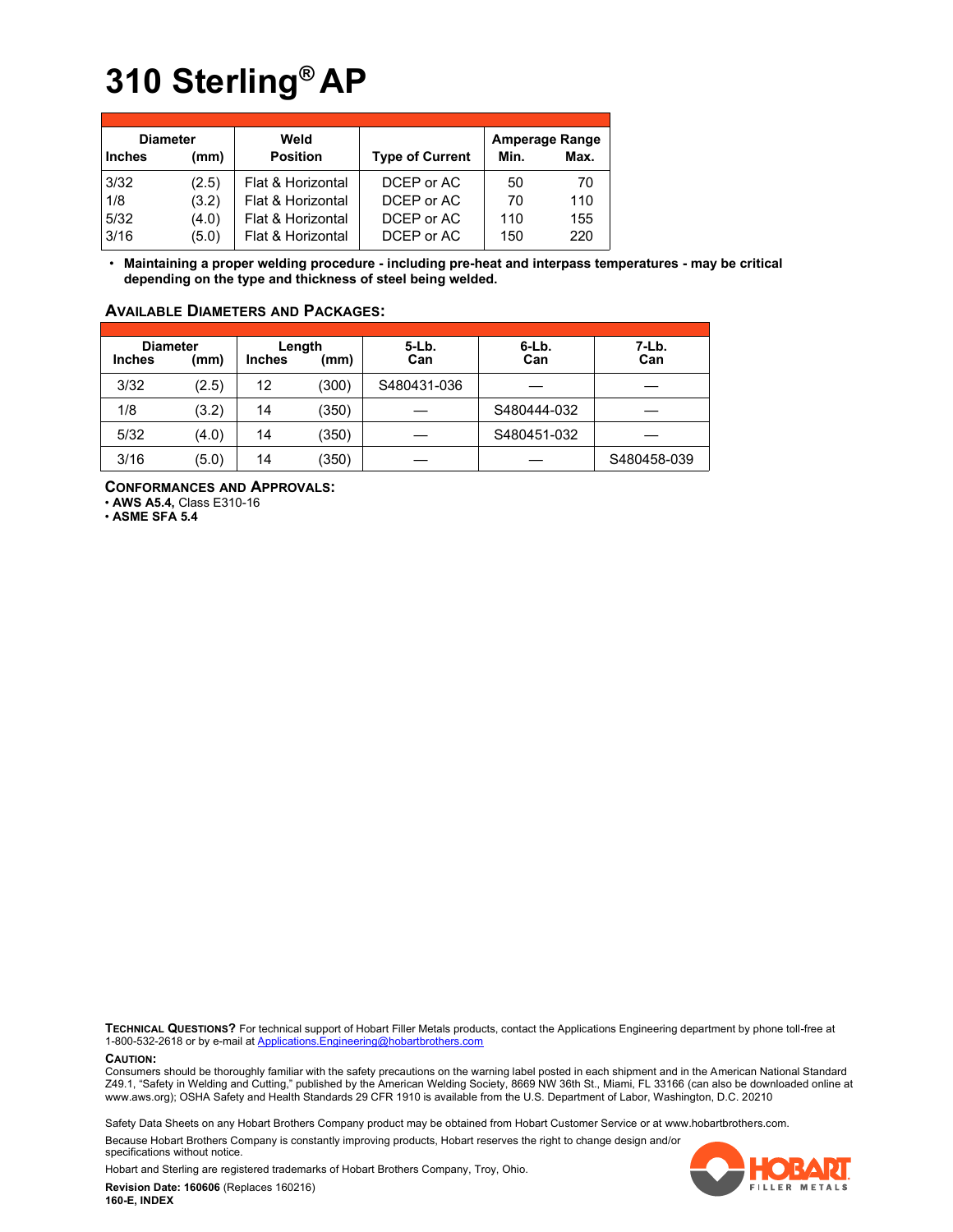# 310 Sterling® AP

| Diameter | | Weld | | Amperage Range | |
|---|---|---|---|---|---|
| Inches | (mm) | Position | Type of Current | Min. | Max. |
| 3/32 | (2.5) | Flat & Horizontal | DCEP or AC | 50 | 70 |
| 1/8 | (3.2) | Flat & Horizontal | DCEP or AC | 70 | 110 |
| 5/32 | (4.0) | Flat & Horizontal | DCEP or AC | 110 | 155 |
| 3/16 | (5.0) | Flat & Horizontal | DCEP or AC | 150 | 220 |

- **Maintaining a proper welding procedure - including pre-heat and interpass temperatures - may be critical depending on the type and thickness of steel being welded.**

### Available Diameters and Packages:

| Diameter | | Length | | 5-Lb. | 6-Lb. | 7-Lb. |
|---|---|---|---|---|---|---|
| Inches | (mm) | Inches | (mm) | Can | Can | Can |
| 3/32 | (2.5) | 12 | (300) | S480431-036 | — | — |
| 1/8 | (3.2) | 14 | (350) | — | S480444-032 | — |
| 5/32 | (4.0) | 14 | (350) | — | S480451-032 | — |
| 3/16 | (5.0) | 14 | (350) | — | — | S480458-039 |

### Conformances and Approvals:

- **AWS A5.4,** Class E310-16
- **ASME SFA 5.4**

**Technical Questions?** For technical support of Hobart Filler Metals products, contact the Applications Engineering department by phone toll-free at 1-800-532-2618 or by e-mail at Applications.Engineering@hobartbrothers.com

**Caution:**
Consumers should be thoroughly familiar with the safety precautions on the warning label posted in each shipment and in the American National Standard Z49.1, "Safety in Welding and Cutting," published by the American Welding Society, 8669 NW 36th St., Miami, FL 33166 (can also be downloaded online at www.aws.org); OSHA Safety and Health Standards 29 CFR 1910 is available from the U.S. Department of Labor, Washington, D.C. 20210

Safety Data Sheets on any Hobart Brothers Company product may be obtained from Hobart Customer Service or at www.hobartbrothers.com.

Because Hobart Brothers Company is constantly improving products, Hobart reserves the right to change design and/or specifications without notice.

Hobart and Sterling are registered trademarks of Hobart Brothers Company, Troy, Ohio.

**Revision Date: 160606** (Replaces 160216)
**160-E, INDEX**